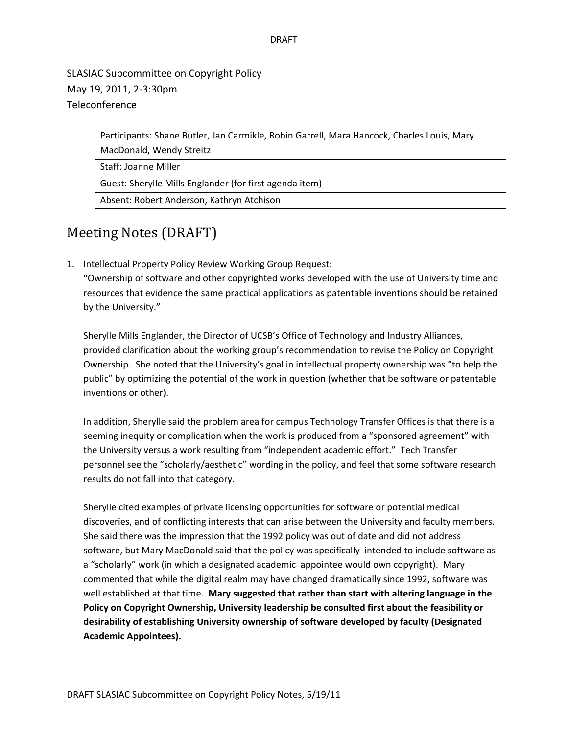DRAFT

SLASIAC Subcommittee on Copyright Policy
May 19, 2011, 2-3:30pm
Teleconference

| Participants: Shane Butler, Jan Carmikle, Robin Garrell, Mara Hancock, Charles Louis, Mary MacDonald, Wendy Streitz |
|---|
| Staff: Joanne Miller |
| Guest: Sherylle Mills Englander (for first agenda item) |
| Absent: Robert Anderson, Kathryn Atchison |

# Meeting Notes (DRAFT)

1. Intellectual Property Policy Review Working Group Request:
   "Ownership of software and other copyrighted works developed with the use of University time and resources that evidence the same practical applications as patentable inventions should be retained by the University."

   Sherylle Mills Englander, the Director of UCSB's Office of Technology and Industry Alliances, provided clarification about the working group's recommendation to revise the Policy on Copyright Ownership. She noted that the University's goal in intellectual property ownership was "to help the public" by optimizing the potential of the work in question (whether that be software or patentable inventions or other).

   In addition, Sherylle said the problem area for campus Technology Transfer Offices is that there is a seeming inequity or complication when the work is produced from a "sponsored agreement" with the University versus a work resulting from "independent academic effort." Tech Transfer personnel see the "scholarly/aesthetic" wording in the policy, and feel that some software research results do not fall into that category.

   Sherylle cited examples of private licensing opportunities for software or potential medical discoveries, and of conflicting interests that can arise between the University and faculty members. She said there was the impression that the 1992 policy was out of date and did not address software, but Mary MacDonald said that the policy was specifically intended to include software as a "scholarly" work (in which a designated academic appointee would own copyright). Mary commented that while the digital realm may have changed dramatically since 1992, software was well established at that time. **Mary suggested that rather than start with altering language in the Policy on Copyright Ownership, University leadership be consulted first about the feasibility or desirability of establishing University ownership of software developed by faculty (Designated Academic Appointees).**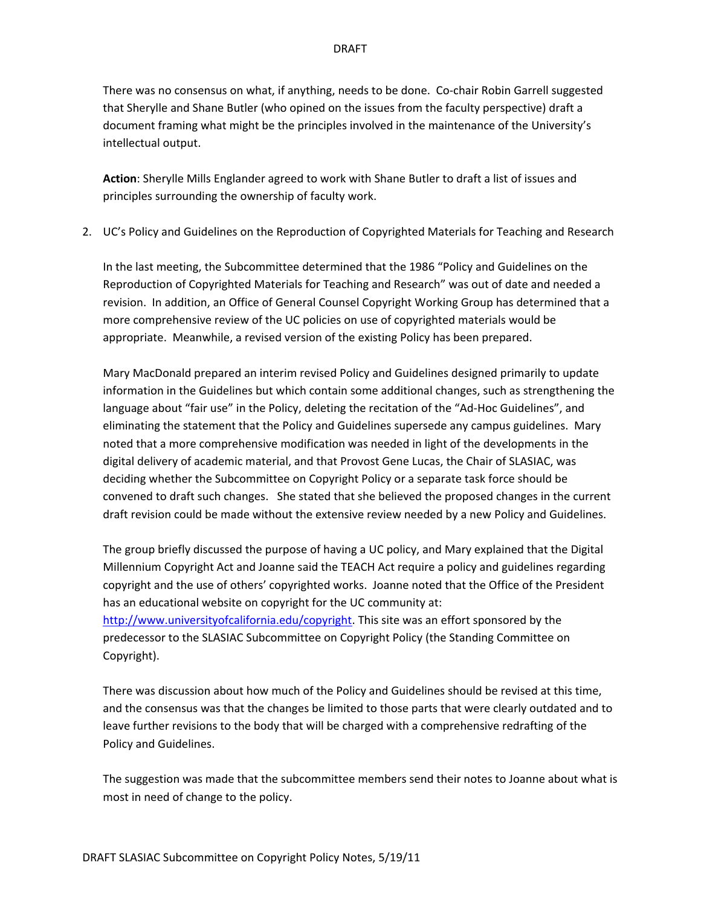There was no consensus on what, if anything, needs to be done. Co-chair Robin Garrell suggested that Sherylle and Shane Butler (who opined on the issues from the faculty perspective) draft a document framing what might be the principles involved in the maintenance of the University's intellectual output.

**Action**: Sherylle Mills Englander agreed to work with Shane Butler to draft a list of issues and principles surrounding the ownership of faculty work.

2. UC's Policy and Guidelines on the Reproduction of Copyrighted Materials for Teaching and Research

   In the last meeting, the Subcommittee determined that the 1986 "Policy and Guidelines on the Reproduction of Copyrighted Materials for Teaching and Research" was out of date and needed a revision. In addition, an Office of General Counsel Copyright Working Group has determined that a more comprehensive review of the UC policies on use of copyrighted materials would be appropriate. Meanwhile, a revised version of the existing Policy has been prepared.

   Mary MacDonald prepared an interim revised Policy and Guidelines designed primarily to update information in the Guidelines but which contain some additional changes, such as strengthening the language about "fair use" in the Policy, deleting the recitation of the "Ad-Hoc Guidelines", and eliminating the statement that the Policy and Guidelines supersede any campus guidelines. Mary noted that a more comprehensive modification was needed in light of the developments in the digital delivery of academic material, and that Provost Gene Lucas, the Chair of SLASIAC, was deciding whether the Subcommittee on Copyright Policy or a separate task force should be convened to draft such changes. She stated that she believed the proposed changes in the current draft revision could be made without the extensive review needed by a new Policy and Guidelines.

   The group briefly discussed the purpose of having a UC policy, and Mary explained that the Digital Millennium Copyright Act and Joanne said the TEACH Act require a policy and guidelines regarding copyright and the use of others' copyrighted works. Joanne noted that the Office of the President has an educational website on copyright for the UC community at: http://www.universityofcalifornia.edu/copyright. This site was an effort sponsored by the predecessor to the SLASIAC Subcommittee on Copyright Policy (the Standing Committee on Copyright).

   There was discussion about how much of the Policy and Guidelines should be revised at this time, and the consensus was that the changes be limited to those parts that were clearly outdated and to leave further revisions to the body that will be charged with a comprehensive redrafting of the Policy and Guidelines.

   The suggestion was made that the subcommittee members send their notes to Joanne about what is most in need of change to the policy.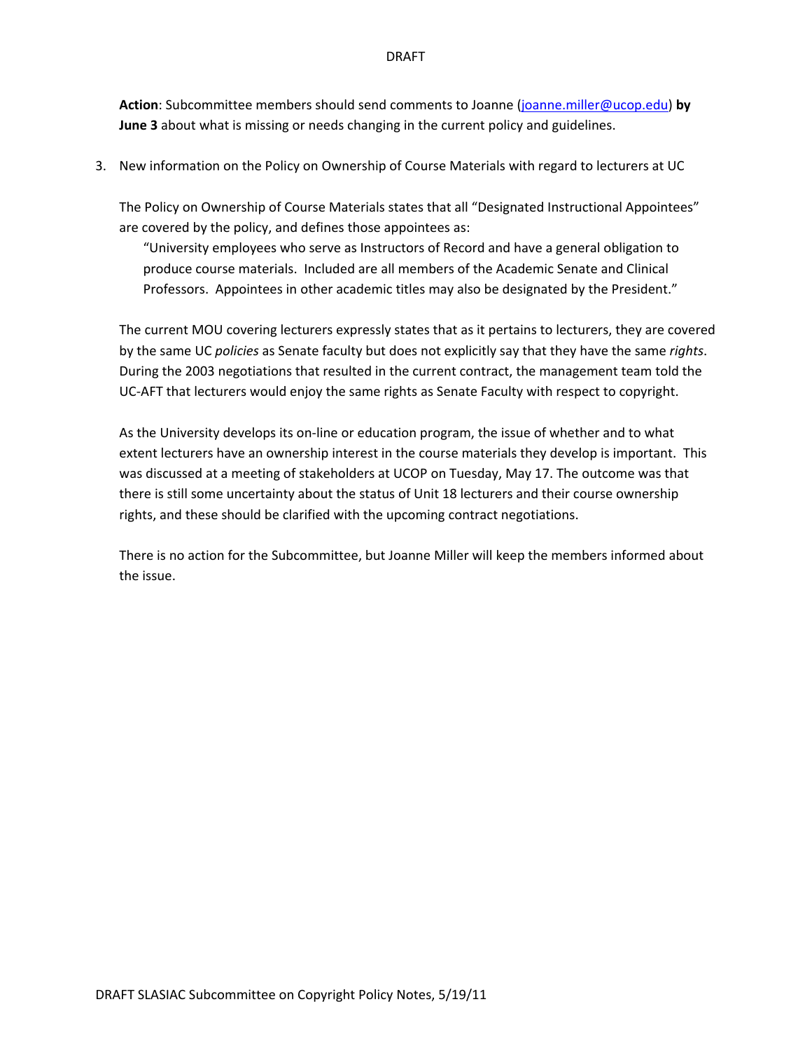**Action**: Subcommittee members should send comments to Joanne (joanne.miller@ucop.edu) **by June 3** about what is missing or needs changing in the current policy and guidelines.

3. New information on the Policy on Ownership of Course Materials with regard to lecturers at UC

   The Policy on Ownership of Course Materials states that all "Designated Instructional Appointees" are covered by the policy, and defines those appointees as:

   > "University employees who serve as Instructors of Record and have a general obligation to produce course materials. Included are all members of the Academic Senate and Clinical Professors. Appointees in other academic titles may also be designated by the President."

   The current MOU covering lecturers expressly states that as it pertains to lecturers, they are covered by the same UC *policies* as Senate faculty but does not explicitly say that they have the same *rights*. During the 2003 negotiations that resulted in the current contract, the management team told the UC-AFT that lecturers would enjoy the same rights as Senate Faculty with respect to copyright.

   As the University develops its on-line or education program, the issue of whether and to what extent lecturers have an ownership interest in the course materials they develop is important. This was discussed at a meeting of stakeholders at UCOP on Tuesday, May 17. The outcome was that there is still some uncertainty about the status of Unit 18 lecturers and their course ownership rights, and these should be clarified with the upcoming contract negotiations.

   There is no action for the Subcommittee, but Joanne Miller will keep the members informed about the issue.